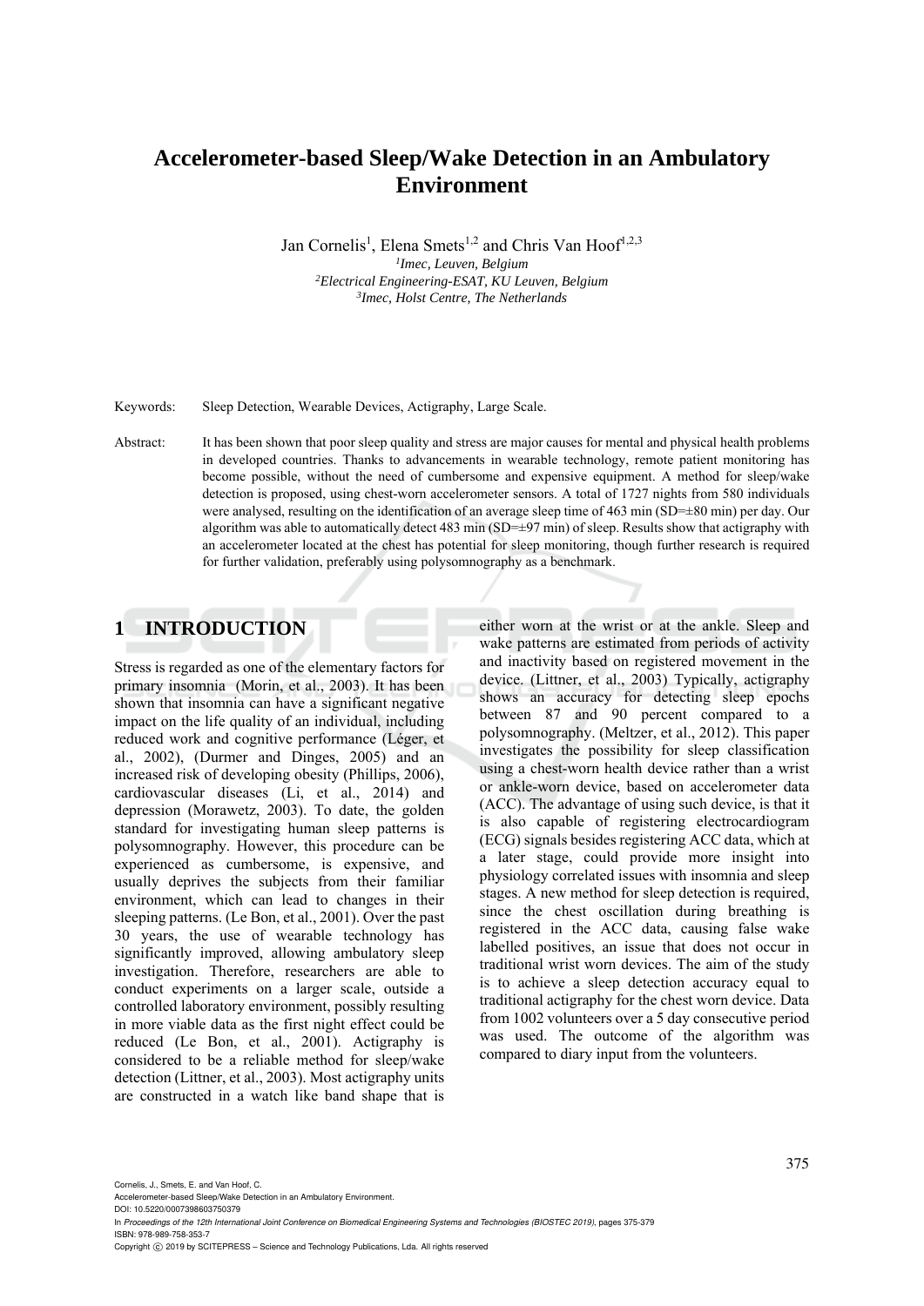# Accelerometer-based Sleep/Wake Detection in an Ambulatory Environment

Jan Cornelis[1], Elena Smets[1,2] and Chris Van Hoof[1,2,3]

[1]*Imec, Leuven, Belgium*
[2]*Electrical Engineering-ESAT, KU Leuven, Belgium*
[3]*Imec, Holst Centre, The Netherlands*

Keywords: Sleep Detection, Wearable Devices, Actigraphy, Large Scale.

Abstract: It has been shown that poor sleep quality and stress are major causes for mental and physical health problems in developed countries. Thanks to advancements in wearable technology, remote patient monitoring has become possible, without the need of cumbersome and expensive equipment. A method for sleep/wake detection is proposed, using chest-worn accelerometer sensors. A total of 1727 nights from 580 individuals were analysed, resulting on the identification of an average sleep time of 463 min (SD=±80 min) per day. Our algorithm was able to automatically detect 483 min (SD=±97 min) of sleep. Results show that actigraphy with an accelerometer located at the chest has potential for sleep monitoring, though further research is required for further validation, preferably using polysomnography as a benchmark.

## 1 INTRODUCTION

Stress is regarded as one of the elementary factors for primary insomnia (Morin, et al., 2003). It has been shown that insomnia can have a significant negative impact on the life quality of an individual, including reduced work and cognitive performance (Léger, et al., 2002), (Durmer and Dinges, 2005) and an increased risk of developing obesity (Phillips, 2006), cardiovascular diseases (Li, et al., 2014) and depression (Morawetz, 2003). To date, the golden standard for investigating human sleep patterns is polysomnography. However, this procedure can be experienced as cumbersome, is expensive, and usually deprives the subjects from their familiar environment, which can lead to changes in their sleeping patterns. (Le Bon, et al., 2001). Over the past 30 years, the use of wearable technology has significantly improved, allowing ambulatory sleep investigation. Therefore, researchers are able to conduct experiments on a larger scale, outside a controlled laboratory environment, possibly resulting in more viable data as the first night effect could be reduced (Le Bon, et al., 2001). Actigraphy is considered to be a reliable method for sleep/wake detection (Littner, et al., 2003). Most actigraphy units are constructed in a watch like band shape that is either worn at the wrist or at the ankle. Sleep and wake patterns are estimated from periods of activity and inactivity based on registered movement in the device. (Littner, et al., 2003) Typically, actigraphy shows an accuracy for detecting sleep epochs between 87 and 90 percent compared to a polysomnography. (Meltzer, et al., 2012). This paper investigates the possibility for sleep classification using a chest-worn health device rather than a wrist or ankle-worn device, based on accelerometer data (ACC). The advantage of using such device, is that it is also capable of registering electrocardiogram (ECG) signals besides registering ACC data, which at a later stage, could provide more insight into physiology correlated issues with insomnia and sleep stages. A new method for sleep detection is required, since the chest oscillation during breathing is registered in the ACC data, causing false wake labelled positives, an issue that does not occur in traditional wrist worn devices. The aim of the study is to achieve a sleep detection accuracy equal to traditional actigraphy for the chest worn device. Data from 1002 volunteers over a 5 day consecutive period was used. The outcome of the algorithm was compared to diary input from the volunteers.

Cornelis, J., Smets, E. and Van Hoof, C.
Accelerometer-based Sleep/Wake Detection in an Ambulatory Environment.
DOI: 10.5220/0007398603750379
In *Proceedings of the 12th International Joint Conference on Biomedical Engineering Systems and Technologies (BIOSTEC 2019)*, pages 375-379
ISBN: 978-989-758-353-7
Copyright © 2019 by SCITEPRESS – Science and Technology Publications, Lda. All rights reserved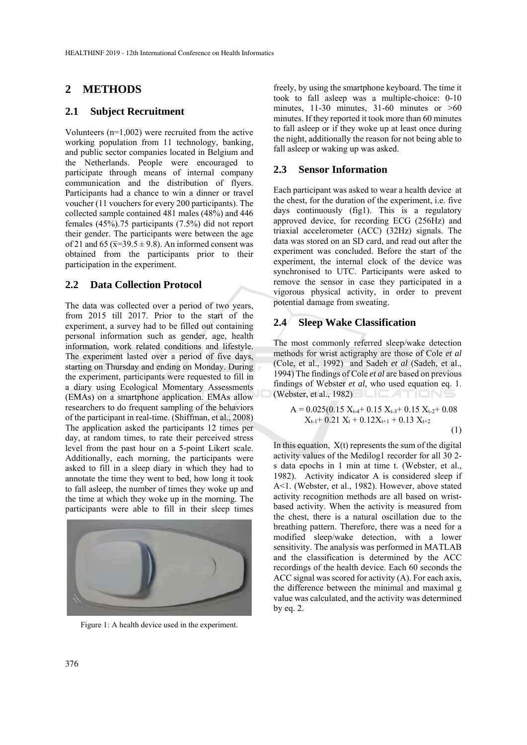## 2 METHODS

### 2.1 Subject Recruitment

Volunteers (n=1,002) were recruited from the active working population from 11 technology, banking, and public sector companies located in Belgium and the Netherlands. People were encouraged to participate through means of internal company communication and the distribution of flyers. Participants had a chance to win a dinner or travel voucher (11 vouchers for every 200 participants). The collected sample contained 481 males (48%) and 446 females (45%).75 participants (7.5%) did not report their gender. The participants were between the age of 21 and 65 ($\bar{x}$=39.5 ± 9.8). An informed consent was obtained from the participants prior to their participation in the experiment.

### 2.2 Data Collection Protocol

The data was collected over a period of two years, from 2015 till 2017. Prior to the start of the experiment, a survey had to be filled out containing personal information such as gender, age, health information, work related conditions and lifestyle. The experiment lasted over a period of five days, starting on Thursday and ending on Monday. During the experiment, participants were requested to fill in a diary using Ecological Momentary Assessments (EMAs) on a smartphone application. EMAs allow researchers to do frequent sampling of the behaviors of the participant in real-time. (Shiffman, et al., 2008) The application asked the participants 12 times per day, at random times, to rate their perceived stress level from the past hour on a 5-point Likert scale. Additionally, each morning, the participants were asked to fill in a sleep diary in which they had to annotate the time they went to bed, how long it took to fall asleep, the number of times they woke up and the time at which they woke up in the morning. The participants were able to fill in their sleep times freely, by using the smartphone keyboard. The time it took to fall asleep was a multiple-choice: 0-10 minutes, 11-30 minutes, 31-60 minutes or >60 minutes. If they reported it took more than 60 minutes to fall asleep or if they woke up at least once during the night, additionally the reason for not being able to fall asleep or waking up was asked.

Figure 1: A health device used in the experiment.

### 2.3 Sensor Information

Each participant was asked to wear a health device at the chest, for the duration of the experiment, i.e. five days continuously (fig1). This is a regulatory approved device, for recording ECG (256Hz) and triaxial accelerometer (ACC) (32Hz) signals. The data was stored on an SD card, and read out after the experiment was concluded. Before the start of the experiment, the internal clock of the device was synchronised to UTC. Participants were asked to remove the sensor in case they participated in a vigorous physical activity, in order to prevent potential damage from sweating.

### 2.4 Sleep Wake Classification

The most commonly referred sleep/wake detection methods for wrist actigraphy are those of Cole *et al* (Cole, et al., 1992) and Sadeh *et al* (Sadeh, et al., 1994) The findings of Cole *et al* are based on previous findings of Webster *et al*, who used equation eq. 1. (Webster, et al., 1982)

$$A = 0.025(0.15\, X_{t-4} + 0.15\, X_{t-3} + 0.15\, X_{t-2} + 0.08\, X_{t-1} + 0.21\, X_t + 0.12 X_{t+1} + 0.13\, X_{t+2} \tag{1}$$

In this equation, X(t) represents the sum of the digital activity values of the Medilog1 recorder for all 30 2-s data epochs in 1 min at time t. (Webster, et al., 1982). Activity indicator A is considered sleep if A<1. (Webster, et al., 1982). However, above stated activity recognition methods are all based on wrist-based activity. When the activity is measured from the chest, there is a natural oscillation due to the breathing pattern. Therefore, there was a need for a modified sleep/wake detection, with a lower sensitivity. The analysis was performed in MATLAB and the classification is determined by the ACC recordings of the health device. Each 60 seconds the ACC signal was scored for activity (A). For each axis, the difference between the minimal and maximal g value was calculated, and the activity was determined by eq. 2.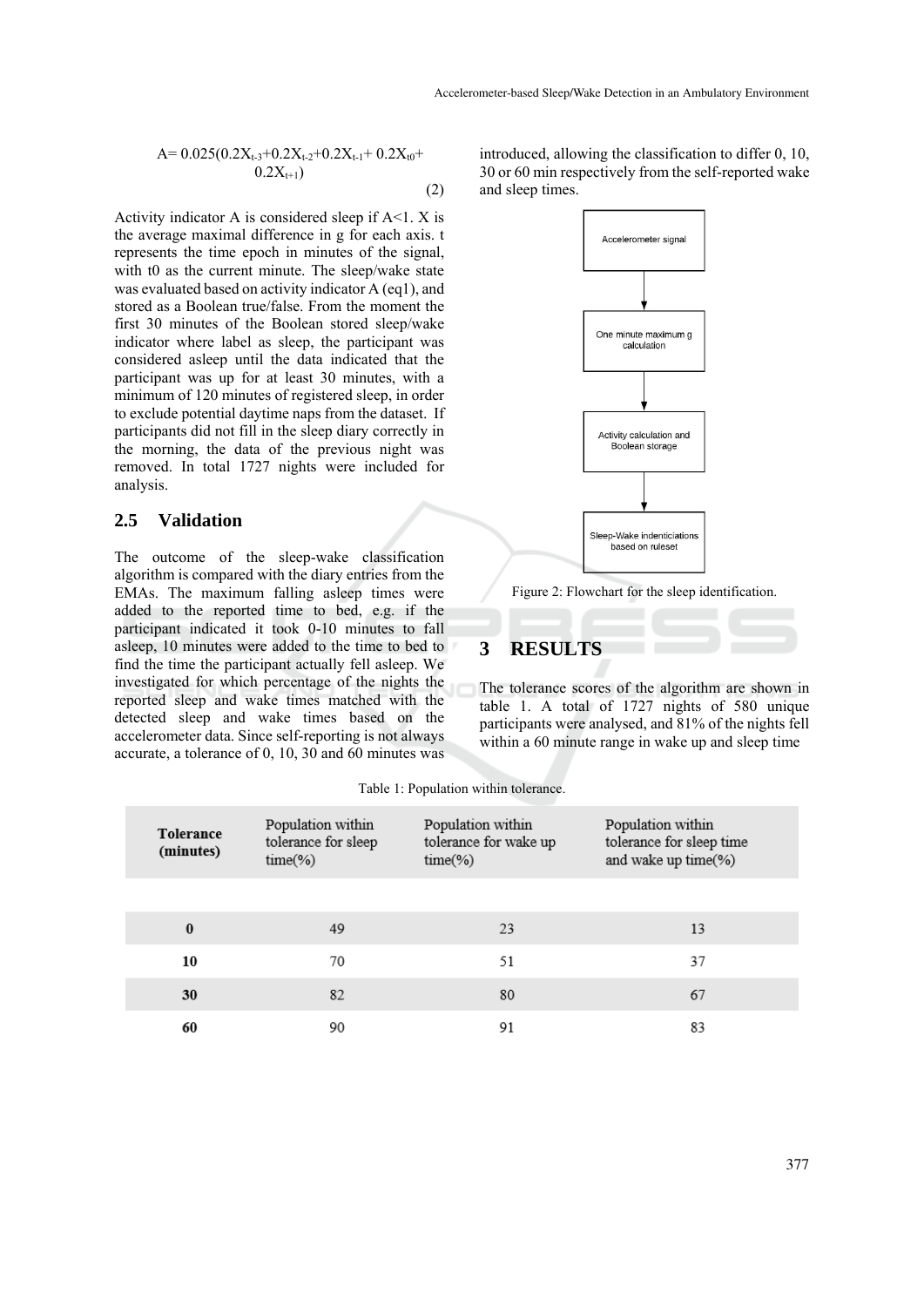$$A = 0.025(0.2X_{t-3}+0.2X_{t-2}+0.2X_{t-1}+ 0.2X_{t0}+ 0.2X_{t+1}) \quad (2)$$

Activity indicator A is considered sleep if A<1. X is the average maximal difference in g for each axis. t represents the time epoch in minutes of the signal, with t0 as the current minute. The sleep/wake state was evaluated based on activity indicator A (eq1), and stored as a Boolean true/false. From the moment the first 30 minutes of the Boolean stored sleep/wake indicator where label as sleep, the participant was considered asleep until the data indicated that the participant was up for at least 30 minutes, with a minimum of 120 minutes of registered sleep, in order to exclude potential daytime naps from the dataset. If participants did not fill in the sleep diary correctly in the morning, the data of the previous night was removed. In total 1727 nights were included for analysis.

### 2.5 Validation

The outcome of the sleep-wake classification algorithm is compared with the diary entries from the EMAs. The maximum falling asleep times were added to the reported time to bed, e.g. if the participant indicated it took 0-10 minutes to fall asleep, 10 minutes were added to the time to bed to find the time the participant actually fell asleep. We investigated for which percentage of the nights the reported sleep and wake times matched with the detected sleep and wake times based on the accelerometer data. Since self-reporting is not always accurate, a tolerance of 0, 10, 30 and 60 minutes was introduced, allowing the classification to differ 0, 10, 30 or 60 min respectively from the self-reported wake and sleep times.

Accelerometer signal → One minute maximum g calculation → Activity calculation and Boolean storage → Sleep-Wake indenticiations based on ruleset

Figure 2: Flowchart for the sleep identification.

## 3 RESULTS

The tolerance scores of the algorithm are shown in table 1. A total of 1727 nights of 580 unique participants were analysed, and 81% of the nights fell within a 60 minute range in wake up and sleep time

Table 1: Population within tolerance.

| **Tolerance (minutes)** | Population within tolerance for sleep time(%) | Population within tolerance for wake up time(%) | Population within tolerance for sleep time and wake up time(%) |
|---|---|---|---|
| **0** | 49 | 23 | 13 |
| **10** | 70 | 51 | 37 |
| **30** | 82 | 80 | 67 |
| **60** | 90 | 91 | 83 |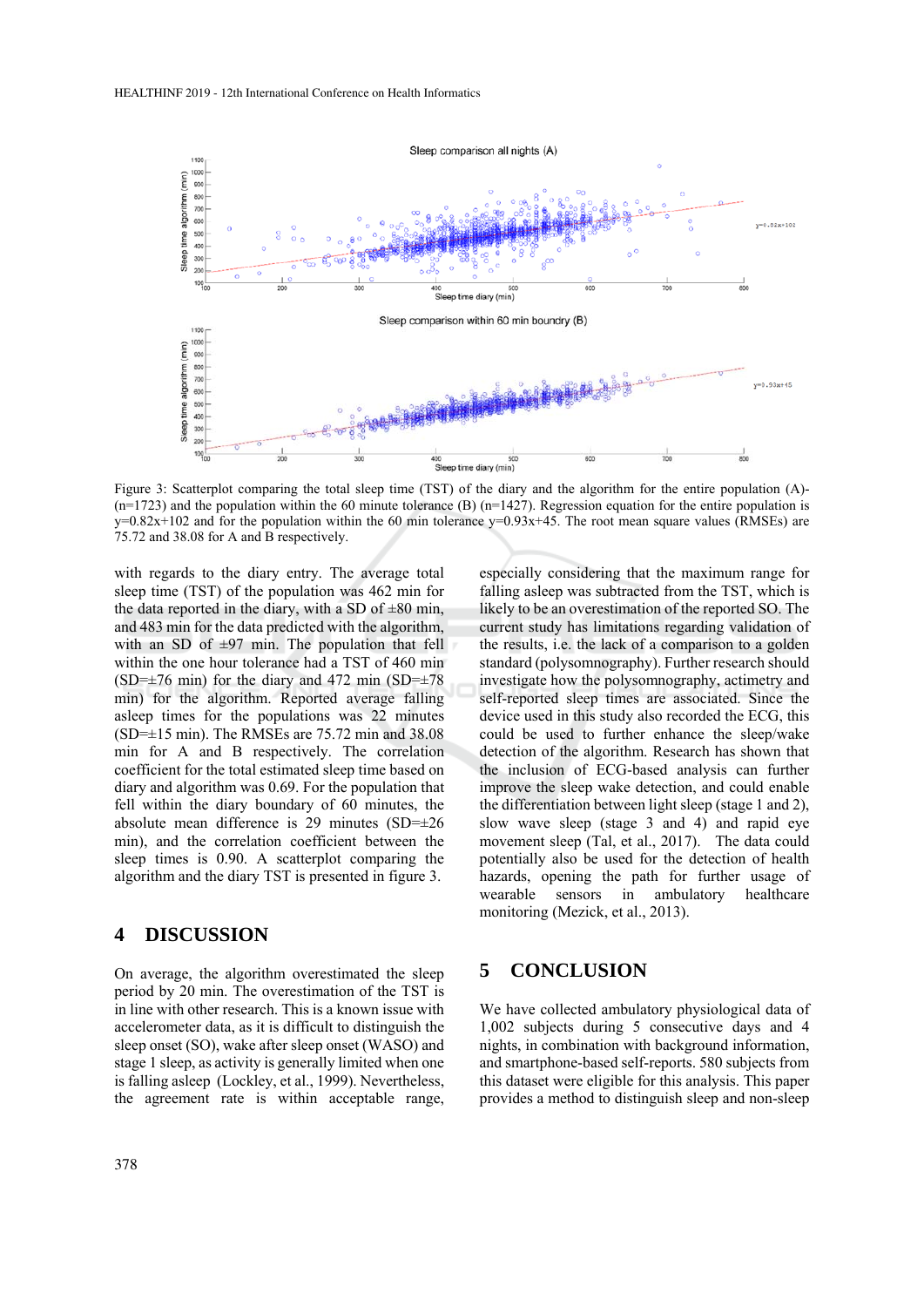Figure 3: Scatterplot comparing the total sleep time (TST) of the diary and the algorithm for the entire population (A)-(n=1723) and the population within the 60 minute tolerance (B) (n=1427). Regression equation for the entire population is y=0.82x+102 and for the population within the 60 min tolerance y=0.93x+45. The root mean square values (RMSEs) are 75.72 and 38.08 for A and B respectively.

with regards to the diary entry. The average total sleep time (TST) of the population was 462 min for the data reported in the diary, with a SD of ±80 min, and 483 min for the data predicted with the algorithm, with an SD of ±97 min. The population that fell within the one hour tolerance had a TST of 460 min (SD=±76 min) for the diary and 472 min (SD=±78 min) for the algorithm. Reported average falling asleep times for the populations was 22 minutes (SD=±15 min). The RMSEs are 75.72 min and 38.08 min for A and B respectively. The correlation coefficient for the total estimated sleep time based on diary and algorithm was 0.69. For the population that fell within the diary boundary of 60 minutes, the absolute mean difference is 29 minutes (SD=±26 min), and the correlation coefficient between the sleep times is 0.90. A scatterplot comparing the algorithm and the diary TST is presented in figure 3.

## 4 DISCUSSION

On average, the algorithm overestimated the sleep period by 20 min. The overestimation of the TST is in line with other research. This is a known issue with accelerometer data, as it is difficult to distinguish the sleep onset (SO), wake after sleep onset (WASO) and stage 1 sleep, as activity is generally limited when one is falling asleep (Lockley, et al., 1999). Nevertheless, the agreement rate is within acceptable range, especially considering that the maximum range for falling asleep was subtracted from the TST, which is likely to be an overestimation of the reported SO. The current study has limitations regarding validation of the results, i.e. the lack of a comparison to a golden standard (polysomnography). Further research should investigate how the polysomnography, actimetry and self-reported sleep times are associated. Since the device used in this study also recorded the ECG, this could be used to further enhance the sleep/wake detection of the algorithm. Research has shown that the inclusion of ECG-based analysis can further improve the sleep wake detection, and could enable the differentiation between light sleep (stage 1 and 2), slow wave sleep (stage 3 and 4) and rapid eye movement sleep (Tal, et al., 2017). The data could potentially also be used for the detection of health hazards, opening the path for further usage of wearable sensors in ambulatory healthcare monitoring (Mezick, et al., 2013).

## 5 CONCLUSION

We have collected ambulatory physiological data of 1,002 subjects during 5 consecutive days and 4 nights, in combination with background information, and smartphone-based self-reports. 580 subjects from this dataset were eligible for this analysis. This paper provides a method to distinguish sleep and non-sleep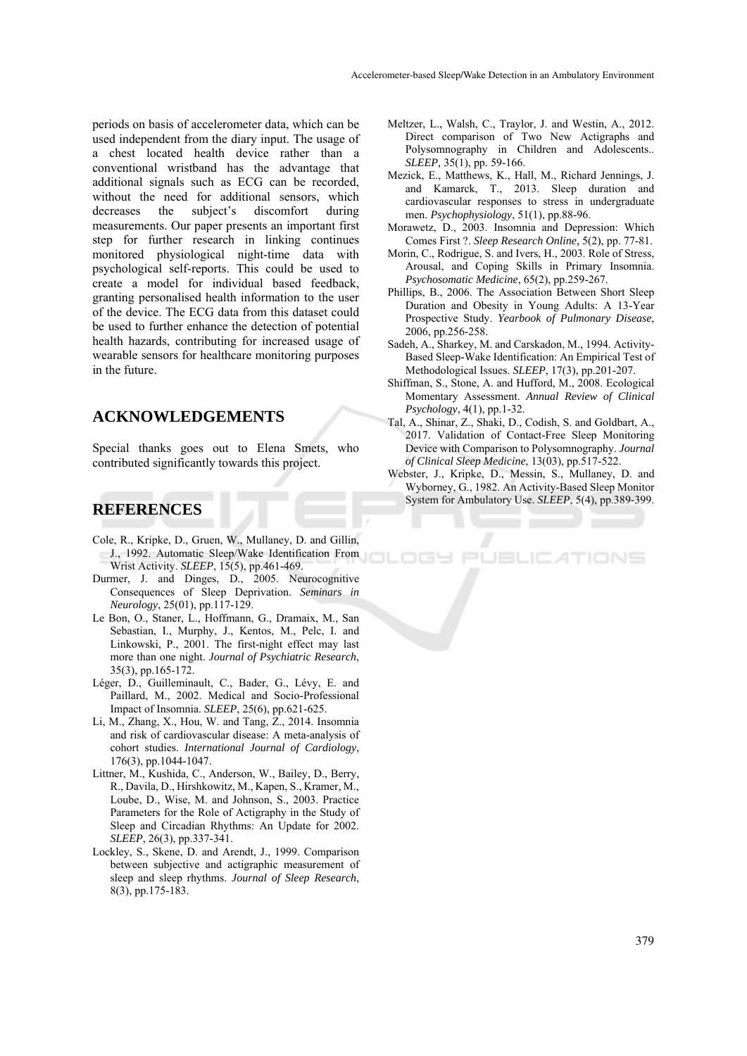periods on basis of accelerometer data, which can be used independent from the diary input. The usage of a chest located health device rather than a conventional wristband has the advantage that additional signals such as ECG can be recorded, without the need for additional sensors, which decreases the subject's discomfort during measurements. Our paper presents an important first step for further research in linking continues monitored physiological night-time data with psychological self-reports. This could be used to create a model for individual based feedback, granting personalised health information to the user of the device. The ECG data from this dataset could be used to further enhance the detection of potential health hazards, contributing for increased usage of wearable sensors for healthcare monitoring purposes in the future.

## ACKNOWLEDGEMENTS

Special thanks goes out to Elena Smets, who contributed significantly towards this project.

## REFERENCES

Cole, R., Kripke, D., Gruen, W., Mullaney, D. and Gillin, J., 1992. Automatic Sleep/Wake Identification From Wrist Activity. *SLEEP*, 15(5), pp.461-469.

Durmer, J. and Dinges, D., 2005. Neurocognitive Consequences of Sleep Deprivation. *Seminars in Neurology*, 25(01), pp.117-129.

Le Bon, O., Staner, L., Hoffmann, G., Dramaix, M., San Sebastian, I., Murphy, J., Kentos, M., Pelc, I. and Linkowski, P., 2001. The first-night effect may last more than one night. *Journal of Psychiatric Research*, 35(3), pp.165-172.

Léger, D., Guilleminault, C., Bader, G., Lévy, E. and Paillard, M., 2002. Medical and Socio-Professional Impact of Insomnia. *SLEEP*, 25(6), pp.621-625.

Li, M., Zhang, X., Hou, W. and Tang, Z., 2014. Insomnia and risk of cardiovascular disease: A meta-analysis of cohort studies. *International Journal of Cardiology*, 176(3), pp.1044-1047.

Littner, M., Kushida, C., Anderson, W., Bailey, D., Berry, R., Davila, D., Hirshkowitz, M., Kapen, S., Kramer, M., Loube, D., Wise, M. and Johnson, S., 2003. Practice Parameters for the Role of Actigraphy in the Study of Sleep and Circadian Rhythms: An Update for 2002. *SLEEP*, 26(3), pp.337-341.

Lockley, S., Skene, D. and Arendt, J., 1999. Comparison between subjective and actigraphic measurement of sleep and sleep rhythms. *Journal of Sleep Research*, 8(3), pp.175-183.

Meltzer, L., Walsh, C., Traylor, J. and Westin, A., 2012. Direct comparison of Two New Actigraphs and Polysomnography in Children and Adolescents.. *SLEEP*, 35(1), pp. 59-166.

Mezick, E., Matthews, K., Hall, M., Richard Jennings, J. and Kamarck, T., 2013. Sleep duration and cardiovascular responses to stress in undergraduate men. *Psychophysiology*, 51(1), pp.88-96.

Morawetz, D., 2003. Insomnia and Depression: Which Comes First ?. *Sleep Research Online*, 5(2), pp. 77-81.

Morin, C., Rodrigue, S. and Ivers, H., 2003. Role of Stress, Arousal, and Coping Skills in Primary Insomnia. *Psychosomatic Medicine*, 65(2), pp.259-267.

Phillips, B., 2006. The Association Between Short Sleep Duration and Obesity in Young Adults: A 13-Year Prospective Study. *Yearbook of Pulmonary Disease*, 2006, pp.256-258.

Sadeh, A., Sharkey, M. and Carskadon, M., 1994. Activity-Based Sleep-Wake Identification: An Empirical Test of Methodological Issues. *SLEEP*, 17(3), pp.201-207.

Shiffman, S., Stone, A. and Hufford, M., 2008. Ecological Momentary Assessment. *Annual Review of Clinical Psychology*, 4(1), pp.1-32.

Tal, A., Shinar, Z., Shaki, D., Codish, S. and Goldbart, A., 2017. Validation of Contact-Free Sleep Monitoring Device with Comparison to Polysomnography. *Journal of Clinical Sleep Medicine*, 13(03), pp.517-522.

Webster, J., Kripke, D., Messin, S., Mullaney, D. and Wyborney, G., 1982. An Activity-Based Sleep Monitor System for Ambulatory Use. *SLEEP*, 5(4), pp.389-399.